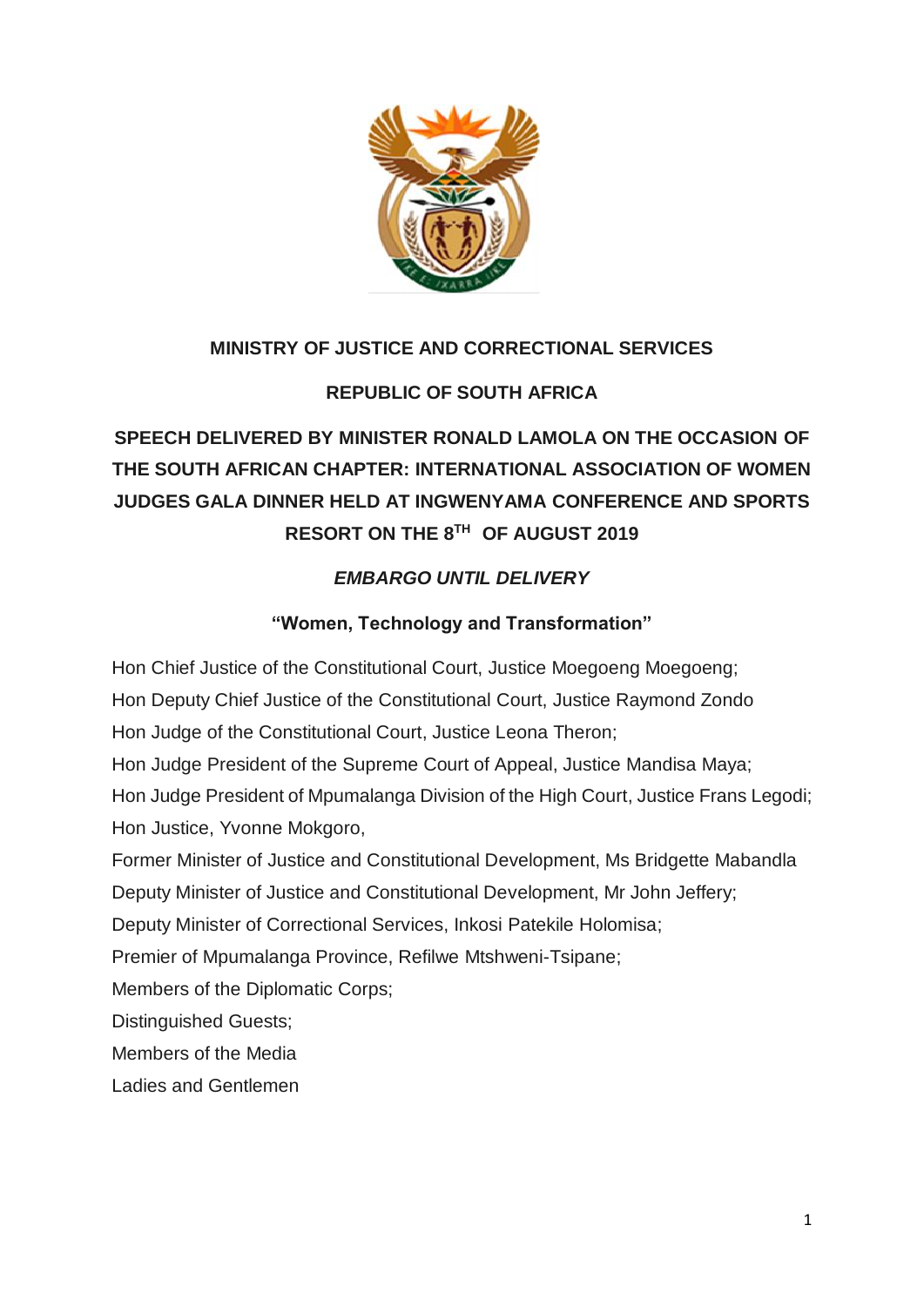**MINISTRY OF JUSTICE AND CORRECTIONAL SERVICES**

**REPUBLIC OF SOUTH AFRICA**

**SPEECH DELIVERED BY MINISTER RONALD LAMOLA ON THE OCCASION OF THE SOUTH AFRICAN CHAPTER: INTERNATIONAL ASSOCIATION OF WOMEN JUDGES GALA DINNER HELD AT INGWENYAMA CONFERENCE AND SPORTS RESORT ON THE 8TH OF AUGUST 2019**

***EMBARGO UNTIL DELIVERY***

**"Women, Technology and Transformation"**

Hon Chief Justice of the Constitutional Court, Justice Moegoeng Moegoeng;
Hon Deputy Chief Justice of the Constitutional Court, Justice Raymond Zondo
Hon Judge of the Constitutional Court, Justice Leona Theron;
Hon Judge President of the Supreme Court of Appeal, Justice Mandisa Maya;
Hon Judge President of Mpumalanga Division of the High Court, Justice Frans Legodi;
Hon Justice, Yvonne Mokgoro,
Former Minister of Justice and Constitutional Development, Ms Bridgette Mabandla
Deputy Minister of Justice and Constitutional Development, Mr John Jeffery;
Deputy Minister of Correctional Services, Inkosi Patekile Holomisa;
Premier of Mpumalanga Province, Refilwe Mtshweni-Tsipane;
Members of the Diplomatic Corps;
Distinguished Guests;
Members of the Media
Ladies and Gentlemen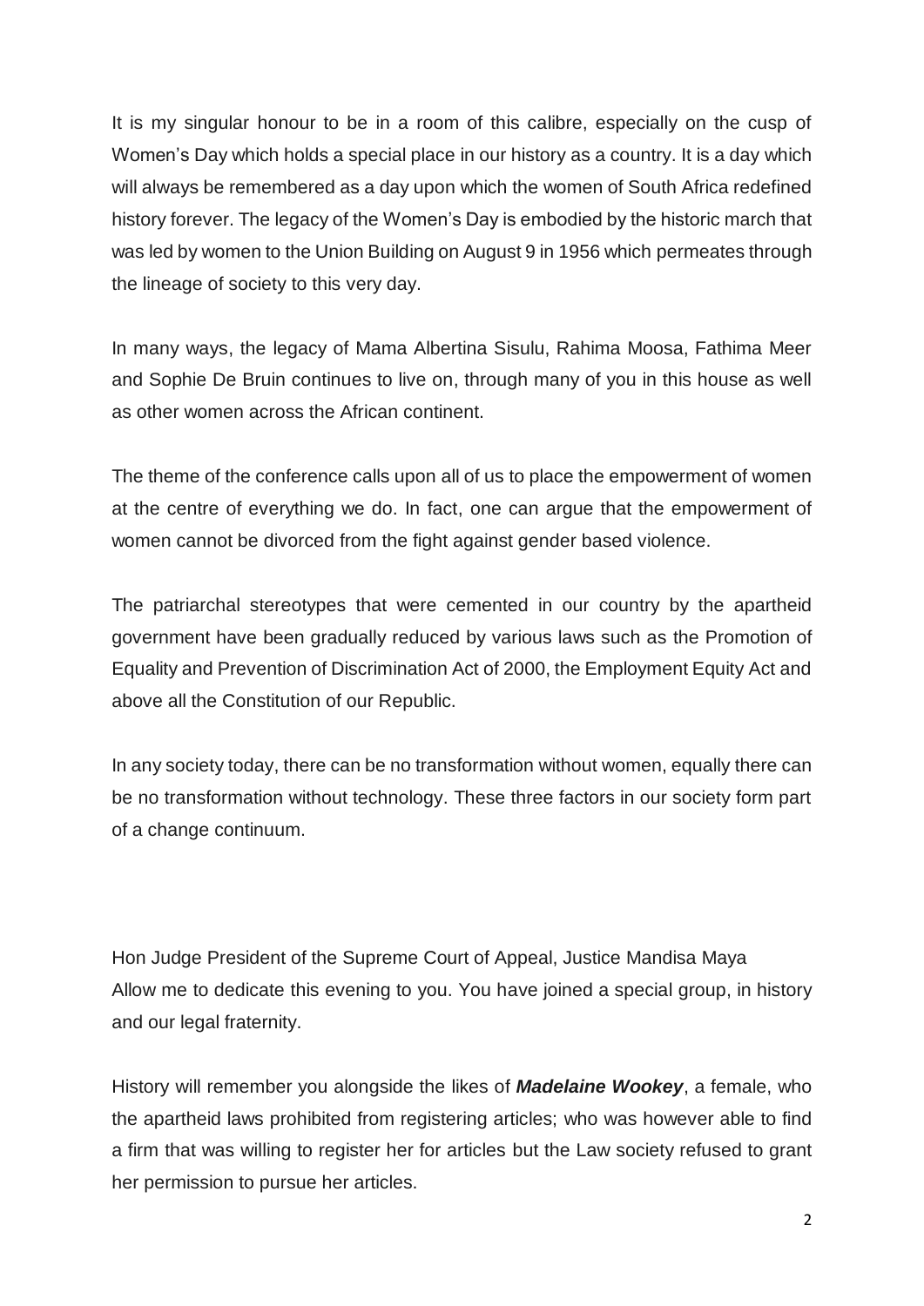It is my singular honour to be in a room of this calibre, especially on the cusp of Women's Day which holds a special place in our history as a country. It is a day which will always be remembered as a day upon which the women of South Africa redefined history forever. The legacy of the Women's Day is embodied by the historic march that was led by women to the Union Building on August 9 in 1956 which permeates through the lineage of society to this very day.

In many ways, the legacy of Mama Albertina Sisulu, Rahima Moosa, Fathima Meer and Sophie De Bruin continues to live on, through many of you in this house as well as other women across the African continent.

The theme of the conference calls upon all of us to place the empowerment of women at the centre of everything we do. In fact, one can argue that the empowerment of women cannot be divorced from the fight against gender based violence.

The patriarchal stereotypes that were cemented in our country by the apartheid government have been gradually reduced by various laws such as the Promotion of Equality and Prevention of Discrimination Act of 2000, the Employment Equity Act and above all the Constitution of our Republic.

In any society today, there can be no transformation without women, equally there can be no transformation without technology. These three factors in our society form part of a change continuum.

Hon Judge President of the Supreme Court of Appeal, Justice Mandisa Maya
Allow me to dedicate this evening to you. You have joined a special group, in history and our legal fraternity.

History will remember you alongside the likes of ***Madelaine Wookey***, a female, who the apartheid laws prohibited from registering articles; who was however able to find a firm that was willing to register her for articles but the Law society refused to grant her permission to pursue her articles.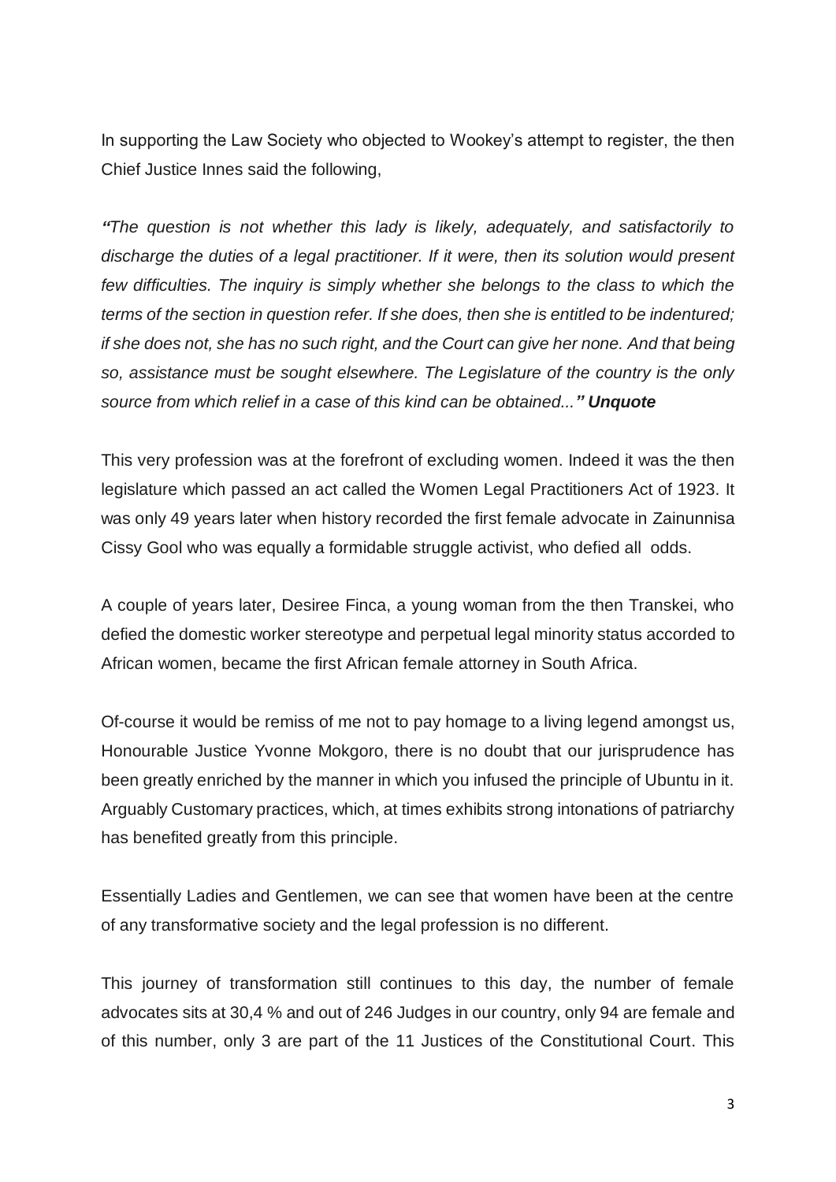In supporting the Law Society who objected to Wookey's attempt to register, the then Chief Justice Innes said the following,

***"****The question is not whether this lady is likely, adequately, and satisfactorily to discharge the duties of a legal practitioner. If it were, then its solution would present few difficulties. The inquiry is simply whether she belongs to the class to which the terms of the section in question refer. If she does, then she is entitled to be indentured; if she does not, she has no such right, and the Court can give her none. And that being so, assistance must be sought elsewhere. The Legislature of the country is the only source from which relief in a case of this kind can be obtained...****" Unquote***

This very profession was at the forefront of excluding women. Indeed it was the then legislature which passed an act called the Women Legal Practitioners Act of 1923. It was only 49 years later when history recorded the first female advocate in Zainunnisa Cissy Gool who was equally a formidable struggle activist, who defied all odds.

A couple of years later, Desiree Finca, a young woman from the then Transkei, who defied the domestic worker stereotype and perpetual legal minority status accorded to African women, became the first African female attorney in South Africa.

Of-course it would be remiss of me not to pay homage to a living legend amongst us, Honourable Justice Yvonne Mokgoro, there is no doubt that our jurisprudence has been greatly enriched by the manner in which you infused the principle of Ubuntu in it. Arguably Customary practices, which, at times exhibits strong intonations of patriarchy has benefited greatly from this principle.

Essentially Ladies and Gentlemen, we can see that women have been at the centre of any transformative society and the legal profession is no different.

This journey of transformation still continues to this day, the number of female advocates sits at 30,4 % and out of 246 Judges in our country, only 94 are female and of this number, only 3 are part of the 11 Justices of the Constitutional Court. This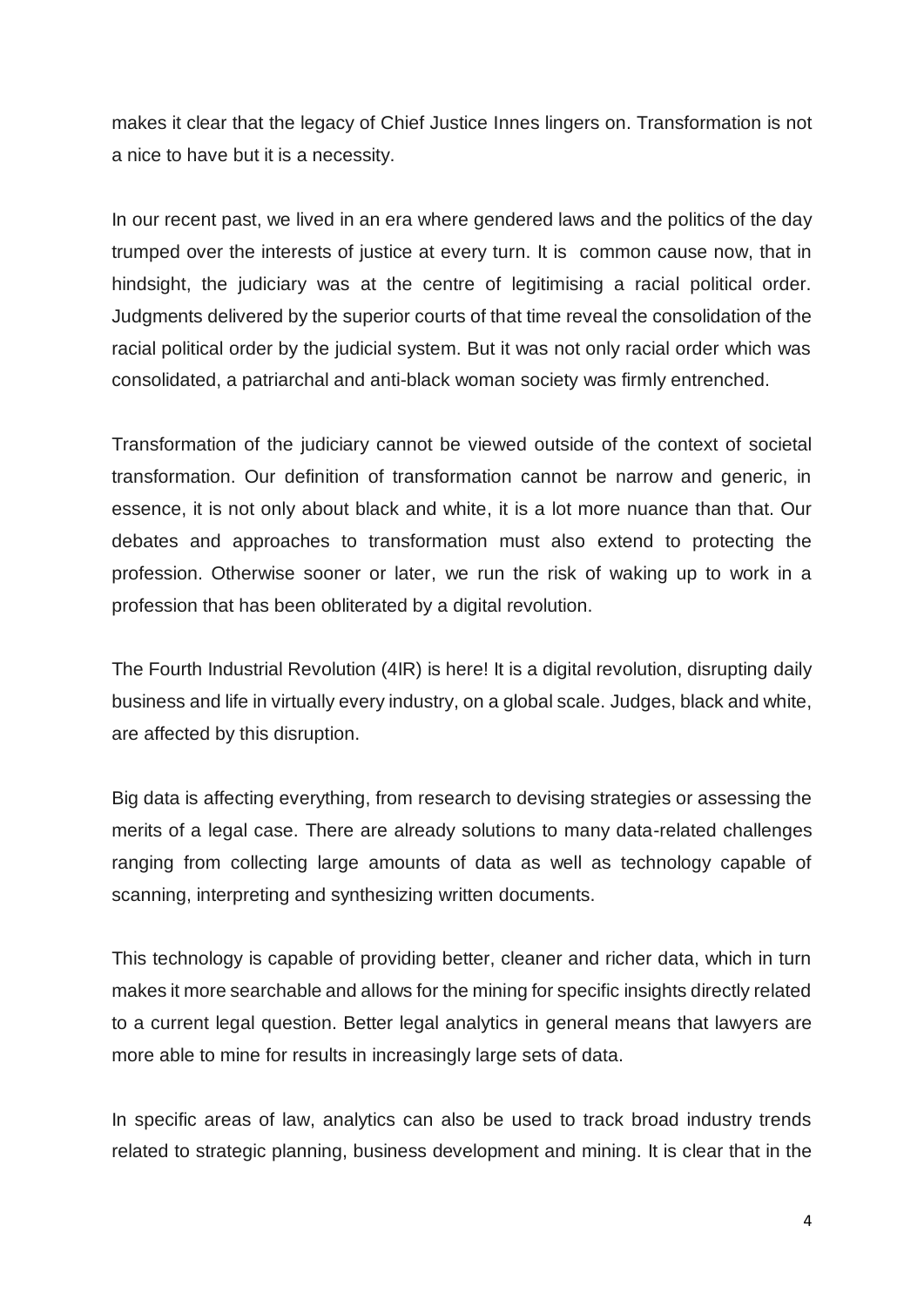makes it clear that the legacy of Chief Justice Innes lingers on. Transformation is not a nice to have but it is a necessity.

In our recent past, we lived in an era where gendered laws and the politics of the day trumped over the interests of justice at every turn. It is common cause now, that in hindsight, the judiciary was at the centre of legitimising a racial political order. Judgments delivered by the superior courts of that time reveal the consolidation of the racial political order by the judicial system. But it was not only racial order which was consolidated, a patriarchal and anti-black woman society was firmly entrenched.

Transformation of the judiciary cannot be viewed outside of the context of societal transformation. Our definition of transformation cannot be narrow and generic, in essence, it is not only about black and white, it is a lot more nuance than that. Our debates and approaches to transformation must also extend to protecting the profession. Otherwise sooner or later, we run the risk of waking up to work in a profession that has been obliterated by a digital revolution.

The Fourth Industrial Revolution (4IR) is here! It is a digital revolution, disrupting daily business and life in virtually every industry, on a global scale. Judges, black and white, are affected by this disruption.

Big data is affecting everything, from research to devising strategies or assessing the merits of a legal case. There are already solutions to many data-related challenges ranging from collecting large amounts of data as well as technology capable of scanning, interpreting and synthesizing written documents.

This technology is capable of providing better, cleaner and richer data, which in turn makes it more searchable and allows for the mining for specific insights directly related to a current legal question. Better legal analytics in general means that lawyers are more able to mine for results in increasingly large sets of data.

In specific areas of law, analytics can also be used to track broad industry trends related to strategic planning, business development and mining. It is clear that in the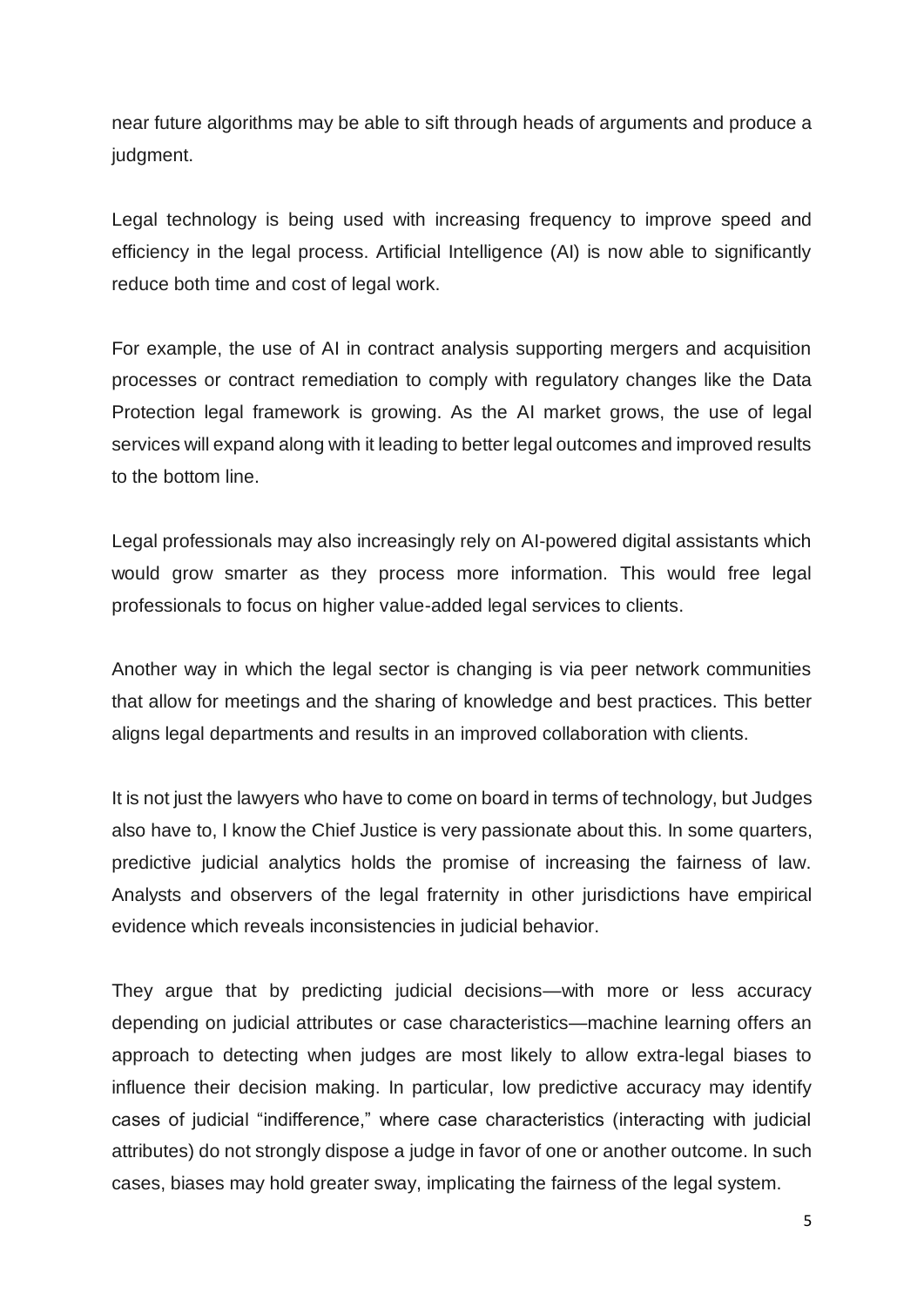near future algorithms may be able to sift through heads of arguments and produce a judgment.

Legal technology is being used with increasing frequency to improve speed and efficiency in the legal process. Artificial Intelligence (AI) is now able to significantly reduce both time and cost of legal work.

For example, the use of AI in contract analysis supporting mergers and acquisition processes or contract remediation to comply with regulatory changes like the Data Protection legal framework is growing. As the AI market grows, the use of legal services will expand along with it leading to better legal outcomes and improved results to the bottom line.

Legal professionals may also increasingly rely on AI-powered digital assistants which would grow smarter as they process more information. This would free legal professionals to focus on higher value-added legal services to clients.

Another way in which the legal sector is changing is via peer network communities that allow for meetings and the sharing of knowledge and best practices. This better aligns legal departments and results in an improved collaboration with clients.

It is not just the lawyers who have to come on board in terms of technology, but Judges also have to, I know the Chief Justice is very passionate about this. In some quarters, predictive judicial analytics holds the promise of increasing the fairness of law. Analysts and observers of the legal fraternity in other jurisdictions have empirical evidence which reveals inconsistencies in judicial behavior.

They argue that by predicting judicial decisions—with more or less accuracy depending on judicial attributes or case characteristics—machine learning offers an approach to detecting when judges are most likely to allow extra-legal biases to influence their decision making. In particular, low predictive accuracy may identify cases of judicial "indifference," where case characteristics (interacting with judicial attributes) do not strongly dispose a judge in favor of one or another outcome. In such cases, biases may hold greater sway, implicating the fairness of the legal system.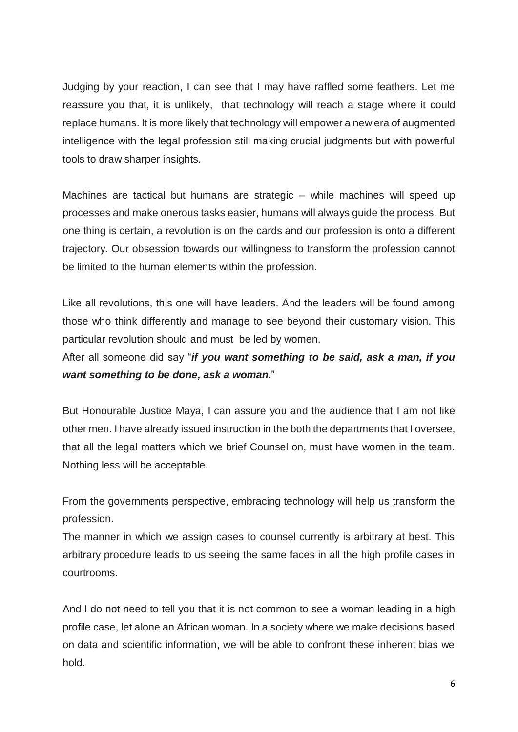Judging by your reaction, I can see that I may have raffled some feathers. Let me reassure you that, it is unlikely, that technology will reach a stage where it could replace humans. It is more likely that technology will empower a new era of augmented intelligence with the legal profession still making crucial judgments but with powerful tools to draw sharper insights.

Machines are tactical but humans are strategic – while machines will speed up processes and make onerous tasks easier, humans will always guide the process. But one thing is certain, a revolution is on the cards and our profession is onto a different trajectory. Our obsession towards our willingness to transform the profession cannot be limited to the human elements within the profession.

Like all revolutions, this one will have leaders. And the leaders will be found among those who think differently and manage to see beyond their customary vision. This particular revolution should and must be led by women.

After all someone did say "***if you want something to be said, ask a man, if you want something to be done, ask a woman.***"

But Honourable Justice Maya, I can assure you and the audience that I am not like other men. I have already issued instruction in the both the departments that I oversee, that all the legal matters which we brief Counsel on, must have women in the team. Nothing less will be acceptable.

From the governments perspective, embracing technology will help us transform the profession.

The manner in which we assign cases to counsel currently is arbitrary at best. This arbitrary procedure leads to us seeing the same faces in all the high profile cases in courtrooms.

And I do not need to tell you that it is not common to see a woman leading in a high profile case, let alone an African woman. In a society where we make decisions based on data and scientific information, we will be able to confront these inherent bias we hold.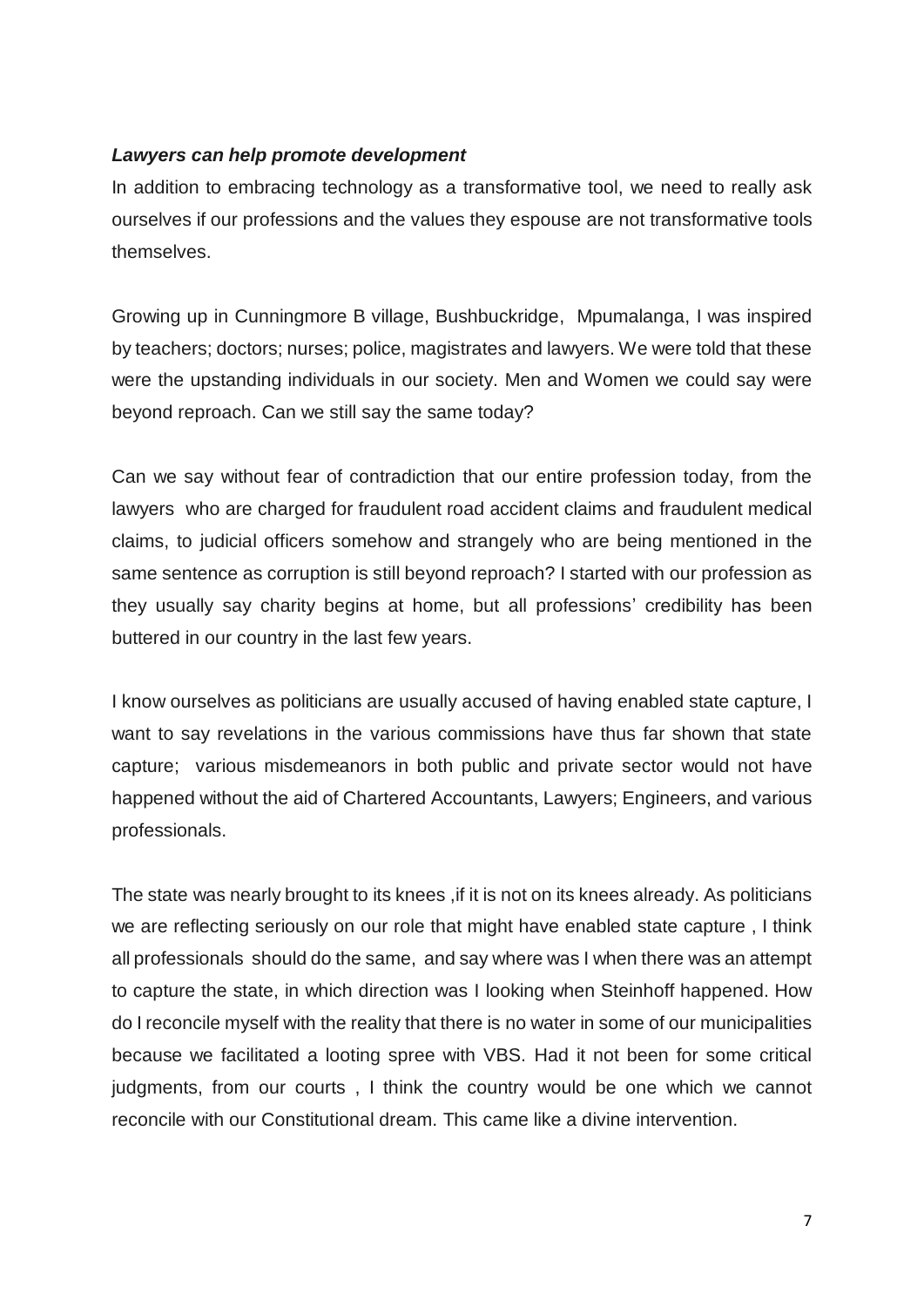***Lawyers can help promote development***

In addition to embracing technology as a transformative tool, we need to really ask ourselves if our professions and the values they espouse are not transformative tools themselves.

Growing up in Cunningmore B village, Bushbuckridge, Mpumalanga, I was inspired by teachers; doctors; nurses; police, magistrates and lawyers. We were told that these were the upstanding individuals in our society. Men and Women we could say were beyond reproach. Can we still say the same today?

Can we say without fear of contradiction that our entire profession today, from the lawyers who are charged for fraudulent road accident claims and fraudulent medical claims, to judicial officers somehow and strangely who are being mentioned in the same sentence as corruption is still beyond reproach? I started with our profession as they usually say charity begins at home, but all professions' credibility has been buttered in our country in the last few years.

I know ourselves as politicians are usually accused of having enabled state capture, I want to say revelations in the various commissions have thus far shown that state capture; various misdemeanors in both public and private sector would not have happened without the aid of Chartered Accountants, Lawyers; Engineers, and various professionals.

The state was nearly brought to its knees ,if it is not on its knees already. As politicians we are reflecting seriously on our role that might have enabled state capture , I think all professionals should do the same, and say where was I when there was an attempt to capture the state, in which direction was I looking when Steinhoff happened. How do I reconcile myself with the reality that there is no water in some of our municipalities because we facilitated a looting spree with VBS. Had it not been for some critical judgments, from our courts , I think the country would be one which we cannot reconcile with our Constitutional dream. This came like a divine intervention.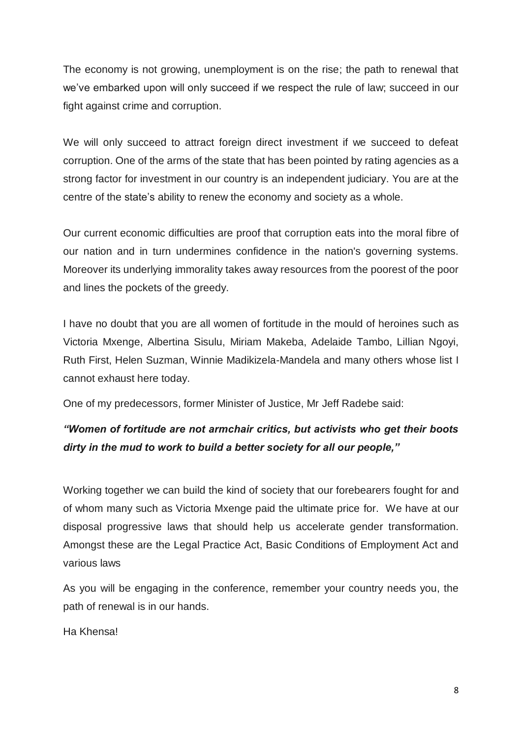The economy is not growing, unemployment is on the rise; the path to renewal that we've embarked upon will only succeed if we respect the rule of law; succeed in our fight against crime and corruption.

We will only succeed to attract foreign direct investment if we succeed to defeat corruption. One of the arms of the state that has been pointed by rating agencies as a strong factor for investment in our country is an independent judiciary. You are at the centre of the state's ability to renew the economy and society as a whole.

Our current economic difficulties are proof that corruption eats into the moral fibre of our nation and in turn undermines confidence in the nation's governing systems. Moreover its underlying immorality takes away resources from the poorest of the poor and lines the pockets of the greedy.

I have no doubt that you are all women of fortitude in the mould of heroines such as Victoria Mxenge, Albertina Sisulu, Miriam Makeba, Adelaide Tambo, Lillian Ngoyi, Ruth First, Helen Suzman, Winnie Madikizela-Mandela and many others whose list I cannot exhaust here today.

One of my predecessors, former Minister of Justice, Mr Jeff Radebe said:

***"Women of fortitude are not armchair critics, but activists who get their boots dirty in the mud to work to build a better society for all our people,"***

Working together we can build the kind of society that our forebearers fought for and of whom many such as Victoria Mxenge paid the ultimate price for. We have at our disposal progressive laws that should help us accelerate gender transformation. Amongst these are the Legal Practice Act, Basic Conditions of Employment Act and various laws

As you will be engaging in the conference, remember your country needs you, the path of renewal is in our hands.

Ha Khensa!